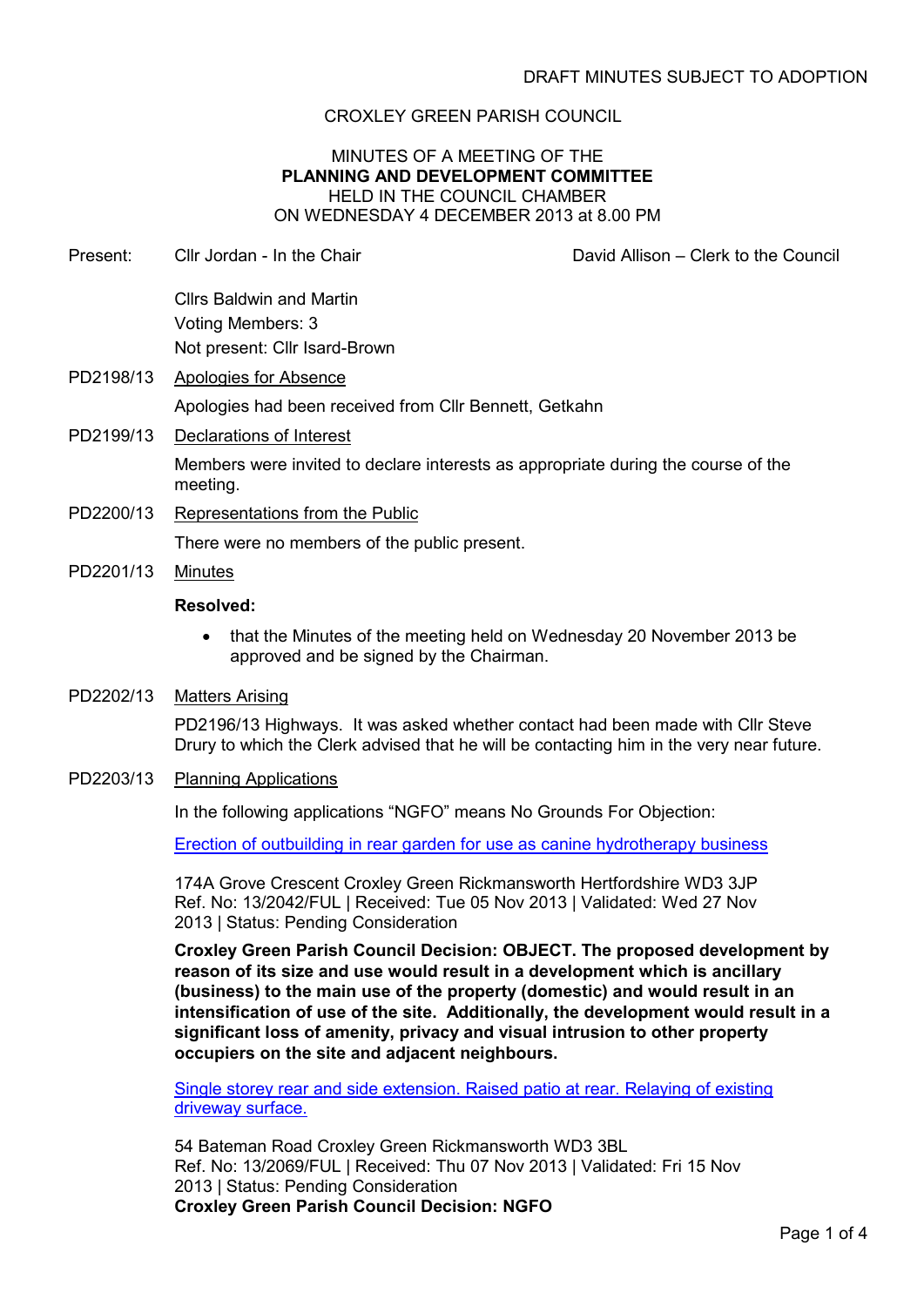DRAFT MINUTES SUBJECT TO ADOPTION

CROXLEY GREEN PARISH COUNCIL

MINUTES OF A MEETING OF THE
**PLANNING AND DEVELOPMENT COMMITTEE**
HELD IN THE COUNCIL CHAMBER
ON WEDNESDAY 4 DECEMBER 2013 at 8.00 PM

Present: Cllr Jordan - In the Chair David Allison – Clerk to the Council

Cllrs Baldwin and Martin
Voting Members: 3
Not present: Cllr Isard-Brown

PD2198/13 Apologies for Absence

Apologies had been received from Cllr Bennett, Getkahn

PD2199/13 Declarations of Interest

Members were invited to declare interests as appropriate during the course of the meeting.

PD2200/13 Representations from the Public

There were no members of the public present.

PD2201/13 Minutes

**Resolved:**

- that the Minutes of the meeting held on Wednesday 20 November 2013 be approved and be signed by the Chairman.

PD2202/13 Matters Arising

PD2196/13 Highways. It was asked whether contact had been made with Cllr Steve Drury to which the Clerk advised that he will be contacting him in the very near future.

PD2203/13 Planning Applications

In the following applications "NGFO" means No Grounds For Objection:

Erection of outbuilding in rear garden for use as canine hydrotherapy business

174A Grove Crescent Croxley Green Rickmansworth Hertfordshire WD3 3JP
Ref. No: 13/2042/FUL | Received: Tue 05 Nov 2013 | Validated: Wed 27 Nov 2013 | Status: Pending Consideration

**Croxley Green Parish Council Decision: OBJECT. The proposed development by reason of its size and use would result in a development which is ancillary (business) to the main use of the property (domestic) and would result in an intensification of use of the site. Additionally, the development would result in a significant loss of amenity, privacy and visual intrusion to other property occupiers on the site and adjacent neighbours.**

Single storey rear and side extension. Raised patio at rear. Relaying of existing driveway surface.

54 Bateman Road Croxley Green Rickmansworth WD3 3BL
Ref. No: 13/2069/FUL | Received: Thu 07 Nov 2013 | Validated: Fri 15 Nov 2013 | Status: Pending Consideration
**Croxley Green Parish Council Decision: NGFO**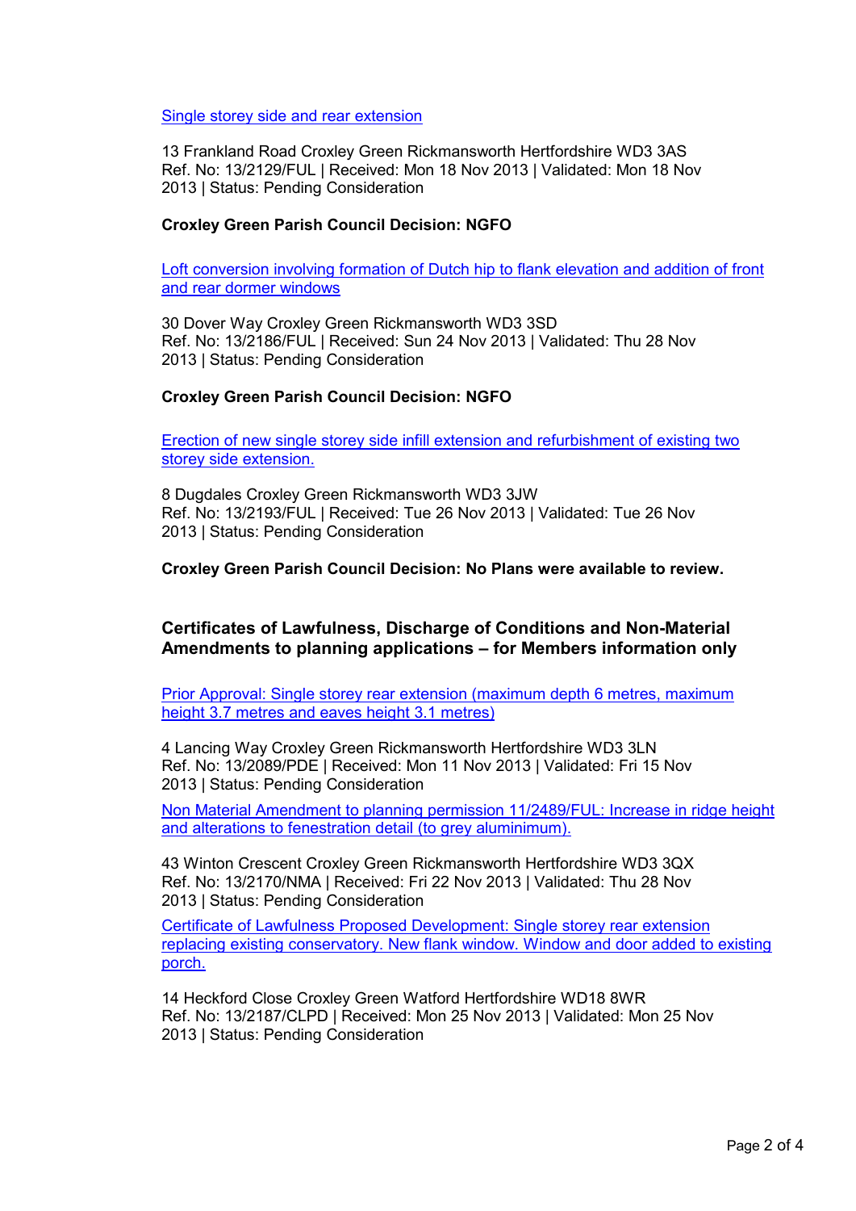Single storey side and rear extension

13 Frankland Road Croxley Green Rickmansworth Hertfordshire WD3 3AS
Ref. No: 13/2129/FUL | Received: Mon 18 Nov 2013 | Validated: Mon 18 Nov 2013 | Status: Pending Consideration

**Croxley Green Parish Council Decision: NGFO**

Loft conversion involving formation of Dutch hip to flank elevation and addition of front and rear dormer windows

30 Dover Way Croxley Green Rickmansworth WD3 3SD
Ref. No: 13/2186/FUL | Received: Sun 24 Nov 2013 | Validated: Thu 28 Nov 2013 | Status: Pending Consideration

**Croxley Green Parish Council Decision: NGFO**

Erection of new single storey side infill extension and refurbishment of existing two storey side extension.

8 Dugdales Croxley Green Rickmansworth WD3 3JW
Ref. No: 13/2193/FUL | Received: Tue 26 Nov 2013 | Validated: Tue 26 Nov 2013 | Status: Pending Consideration

**Croxley Green Parish Council Decision: No Plans were available to review.**

### Certificates of Lawfulness, Discharge of Conditions and Non-Material Amendments to planning applications – for Members information only

Prior Approval: Single storey rear extension (maximum depth 6 metres, maximum height 3.7 metres and eaves height 3.1 metres)

4 Lancing Way Croxley Green Rickmansworth Hertfordshire WD3 3LN
Ref. No: 13/2089/PDE | Received: Mon 11 Nov 2013 | Validated: Fri 15 Nov 2013 | Status: Pending Consideration

Non Material Amendment to planning permission 11/2489/FUL: Increase in ridge height and alterations to fenestration detail (to grey aluminimum).

43 Winton Crescent Croxley Green Rickmansworth Hertfordshire WD3 3QX
Ref. No: 13/2170/NMA | Received: Fri 22 Nov 2013 | Validated: Thu 28 Nov 2013 | Status: Pending Consideration

Certificate of Lawfulness Proposed Development: Single storey rear extension replacing existing conservatory. New flank window. Window and door added to existing porch.

14 Heckford Close Croxley Green Watford Hertfordshire WD18 8WR
Ref. No: 13/2187/CLPD | Received: Mon 25 Nov 2013 | Validated: Mon 25 Nov 2013 | Status: Pending Consideration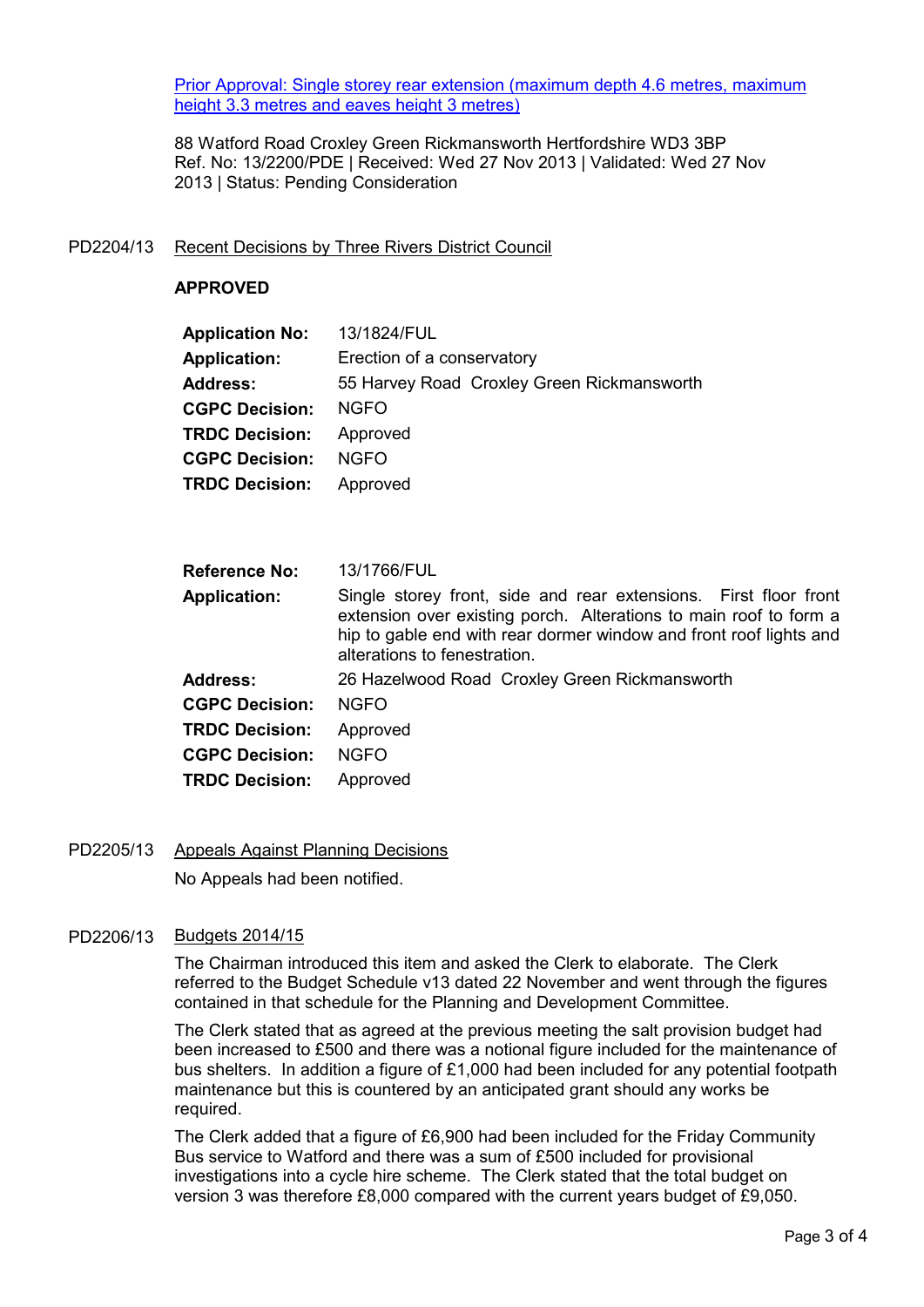[Prior Approval: Single storey rear extension (maximum depth 4.6 metres, maximum height 3.3 metres and eaves height 3 metres)]

88 Watford Road Croxley Green Rickmansworth Hertfordshire WD3 3BP
Ref. No: 13/2200/PDE | Received: Wed 27 Nov 2013 | Validated: Wed 27 Nov 2013 | Status: Pending Consideration

PD2204/13 Recent Decisions by Three Rivers District Council

**APPROVED**

| | |
|---|---|
| **Application No:** | 13/1824/FUL |
| **Application:** | Erection of a conservatory |
| **Address:** | 55 Harvey Road Croxley Green Rickmansworth |
| **CGPC Decision:** | NGFO |
| **TRDC Decision:** | Approved |
| **CGPC Decision:** | NGFO |
| **TRDC Decision:** | Approved |

| | |
|---|---|
| **Reference No:** | 13/1766/FUL |
| **Application:** | Single storey front, side and rear extensions. First floor front extension over existing porch. Alterations to main roof to form a hip to gable end with rear dormer window and front roof lights and alterations to fenestration. |
| **Address:** | 26 Hazelwood Road Croxley Green Rickmansworth |
| **CGPC Decision:** | NGFO |
| **TRDC Decision:** | Approved |
| **CGPC Decision:** | NGFO |
| **TRDC Decision:** | Approved |

PD2205/13 Appeals Against Planning Decisions

No Appeals had been notified.

PD2206/13 Budgets 2014/15

The Chairman introduced this item and asked the Clerk to elaborate. The Clerk referred to the Budget Schedule v13 dated 22 November and went through the figures contained in that schedule for the Planning and Development Committee.

The Clerk stated that as agreed at the previous meeting the salt provision budget had been increased to £500 and there was a notional figure included for the maintenance of bus shelters. In addition a figure of £1,000 had been included for any potential footpath maintenance but this is countered by an anticipated grant should any works be required.

The Clerk added that a figure of £6,900 had been included for the Friday Community Bus service to Watford and there was a sum of £500 included for provisional investigations into a cycle hire scheme. The Clerk stated that the total budget on version 3 was therefore £8,000 compared with the current years budget of £9,050.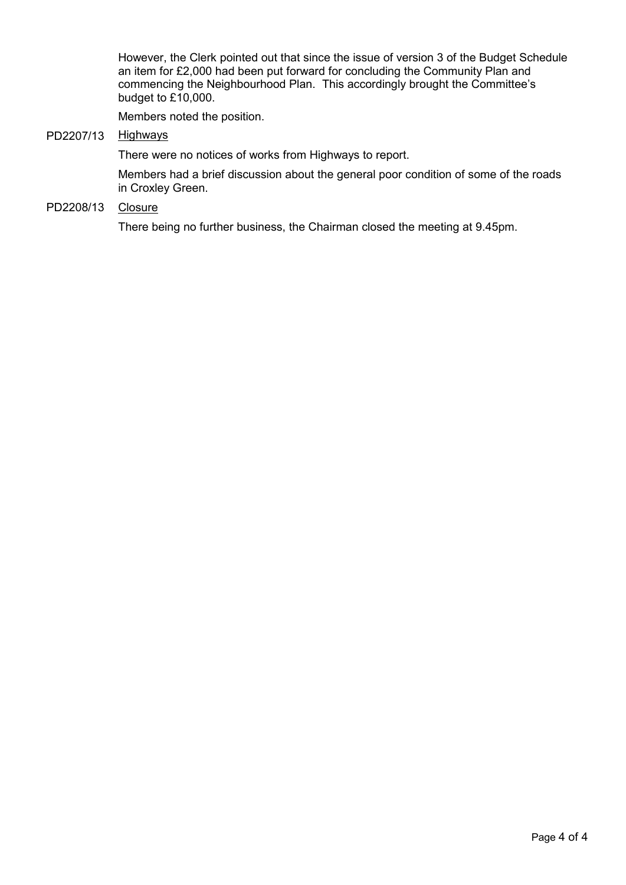However, the Clerk pointed out that since the issue of version 3 of the Budget Schedule an item for £2,000 had been put forward for concluding the Community Plan and commencing the Neighbourhood Plan. This accordingly brought the Committee's budget to £10,000.

Members noted the position.

PD2207/13 Highways

There were no notices of works from Highways to report.

Members had a brief discussion about the general poor condition of some of the roads in Croxley Green.

PD2208/13 Closure

There being no further business, the Chairman closed the meeting at 9.45pm.